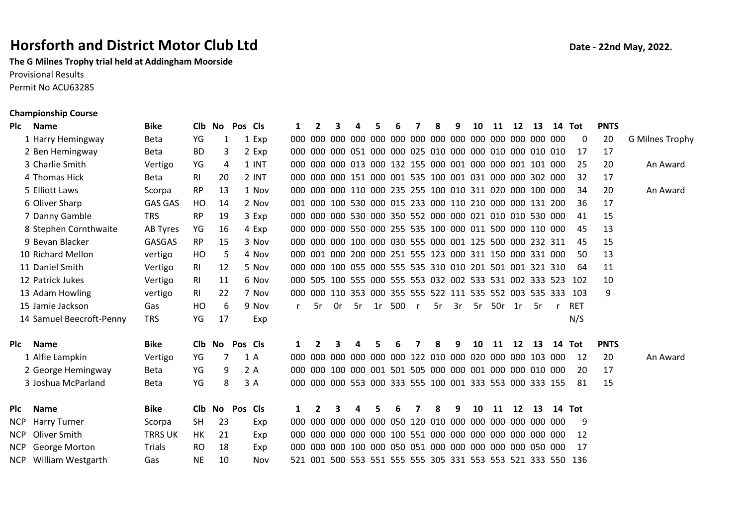# Horsforth and District Motor Club Ltd

**Date - 22nd May, 2022.**

**The G Milnes Trophy trial held at Addingham Moorside**

Provisional Results

Permit No ACU63285

**Championship Course**

| Plc | Name | Bike | Clb | No | Pos | Cls | 1 | 2 | 3 | 4 | 5 | 6 | 7 | 8 | 9 | 10 | 11 | 12 | 13 | 14 | Tot | PNTS | |
|---|---|---|---|---|---|---|---|---|---|---|---|---|---|---|---|---|---|---|---|---|---|---|---|
| 1 | Harry Hemingway | Beta | YG | 1 | 1 | Exp | 000 | 000 | 000 | 000 | 000 | 000 | 000 | 000 | 000 | 000 | 000 | 000 | 000 | 000 | 0 | 20 | G Milnes Trophy |
| 2 | Ben Hemingway | Beta | BD | 3 | 2 | Exp | 000 | 000 | 000 | 051 | 000 | 000 | 025 | 010 | 000 | 000 | 010 | 000 | 010 | 010 | 17 | 17 | |
| 3 | Charlie Smith | Vertigo | YG | 4 | 1 | INT | 000 | 000 | 000 | 013 | 000 | 132 | 155 | 000 | 001 | 000 | 000 | 001 | 101 | 000 | 25 | 20 | An Award |
| 4 | Thomas Hick | Beta | RI | 20 | 2 | INT | 000 | 000 | 000 | 151 | 000 | 001 | 535 | 100 | 001 | 031 | 000 | 000 | 302 | 000 | 32 | 17 | |
| 5 | Elliott Laws | Scorpa | RP | 13 | 1 | Nov | 000 | 000 | 000 | 110 | 000 | 235 | 255 | 100 | 010 | 311 | 020 | 000 | 100 | 000 | 34 | 20 | An Award |
| 6 | Oliver Sharp | GAS GAS | HO | 14 | 2 | Nov | 001 | 000 | 100 | 530 | 000 | 015 | 233 | 000 | 110 | 210 | 000 | 000 | 131 | 200 | 36 | 17 | |
| 7 | Danny Gamble | TRS | RP | 19 | 3 | Exp | 000 | 000 | 000 | 530 | 000 | 350 | 552 | 000 | 000 | 021 | 010 | 010 | 530 | 000 | 41 | 15 | |
| 8 | Stephen Cornthwaite | AB Tyres | YG | 16 | 4 | Exp | 000 | 000 | 000 | 550 | 000 | 255 | 535 | 100 | 000 | 011 | 500 | 000 | 110 | 000 | 45 | 13 | |
| 9 | Bevan Blacker | GASGAS | RP | 15 | 3 | Nov | 000 | 000 | 000 | 100 | 000 | 030 | 555 | 000 | 001 | 125 | 500 | 000 | 232 | 311 | 45 | 15 | |
| 10 | Richard Mellon | vertigo | HO | 5 | 4 | Nov | 000 | 001 | 000 | 200 | 000 | 251 | 555 | 123 | 000 | 311 | 150 | 000 | 331 | 000 | 50 | 13 | |
| 11 | Daniel Smith | Vertigo | RI | 12 | 5 | Nov | 000 | 000 | 100 | 055 | 000 | 555 | 535 | 310 | 010 | 201 | 501 | 001 | 321 | 310 | 64 | 11 | |
| 12 | Patrick Jukes | Vertigo | RI | 11 | 6 | Nov | 000 | 505 | 100 | 555 | 000 | 555 | 553 | 032 | 002 | 533 | 531 | 002 | 333 | 523 | 102 | 10 | |
| 13 | Adam Howling | vertigo | RI | 22 | 7 | Nov | 000 | 000 | 110 | 353 | 000 | 355 | 555 | 522 | 111 | 535 | 552 | 003 | 535 | 333 | 103 | 9 | |
| 15 | Jamie Jackson | Gas | HO | 6 | 9 | Nov | r | 5r | 0r | 5r | 1r | 500 | r | 5r | 3r | 5r | 50r | 1r | 5r | r | RET | | |
| 14 | Samuel Beecroft-Penny | TRS | YG | 17 | | Exp | | | | | | | | | | | | | | | N/S | | |

| Plc | Name | Bike | Clb | No | Pos | Cls | 1 | 2 | 3 | 4 | 5 | 6 | 7 | 8 | 9 | 10 | 11 | 12 | 13 | 14 | Tot | PNTS | |
|---|---|---|---|---|---|---|---|---|---|---|---|---|---|---|---|---|---|---|---|---|---|---|---|
| 1 | Alfie Lampkin | Vertigo | YG | 7 | 1 | A | 000 | 000 | 000 | 000 | 000 | 000 | 122 | 010 | 000 | 020 | 000 | 000 | 103 | 000 | 12 | 20 | An Award |
| 2 | George Hemingway | Beta | YG | 9 | 2 | A | 000 | 000 | 100 | 000 | 001 | 501 | 505 | 000 | 000 | 001 | 000 | 000 | 010 | 000 | 20 | 17 | |
| 3 | Joshua McParland | Beta | YG | 8 | 3 | A | 000 | 000 | 000 | 553 | 000 | 333 | 555 | 100 | 001 | 333 | 553 | 000 | 333 | 155 | 81 | 15 | |

| Plc | Name | Bike | Clb | No | Pos | Cls | 1 | 2 | 3 | 4 | 5 | 6 | 7 | 8 | 9 | 10 | 11 | 12 | 13 | 14 | Tot |
|---|---|---|---|---|---|---|---|---|---|---|---|---|---|---|---|---|---|---|---|---|---|
| NCP | Harry Turner | Scorpa | SH | 23 | | Exp | 000 | 000 | 000 | 000 | 000 | 050 | 120 | 010 | 000 | 000 | 000 | 000 | 000 | 000 | 9 |
| NCP | Oliver Smith | TRRS UK | HK | 21 | | Exp | 000 | 000 | 000 | 000 | 000 | 100 | 551 | 000 | 000 | 000 | 000 | 000 | 000 | 000 | 12 |
| NCP | George Morton | Trials | RO | 18 | | Exp | 000 | 000 | 000 | 100 | 000 | 050 | 051 | 000 | 000 | 000 | 000 | 000 | 050 | 000 | 17 |
| NCP | William Westgarth | Gas | NE | 10 | | Nov | 521 | 001 | 500 | 553 | 551 | 555 | 555 | 305 | 331 | 553 | 553 | 521 | 333 | 550 | 136 |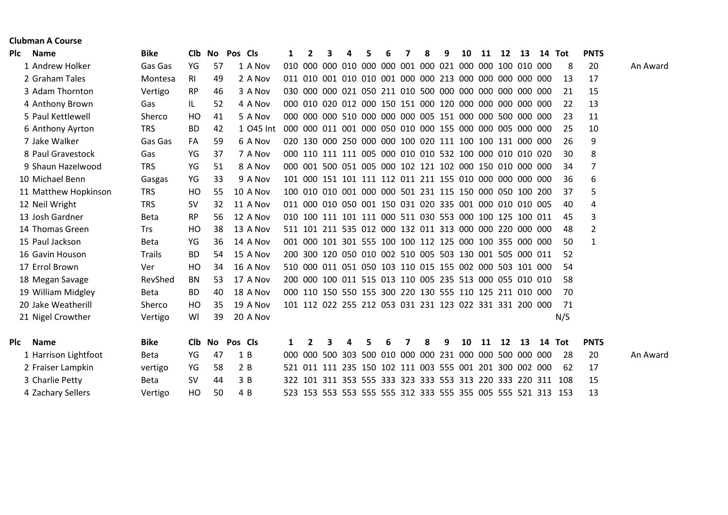**Clubman A Course**

| Plc | Name | Bike | Clb | No | Pos | Cls | 1 | 2 | 3 | 4 | 5 | 6 | 7 | 8 | 9 | 10 | 11 | 12 | 13 | 14 | Tot | PNTS | |
|---|---|---|---|---|---|---|---|---|---|---|---|---|---|---|---|---|---|---|---|---|---|---|---|
| 1 | Andrew Holker | Gas Gas | YG | 57 | 1 | A Nov | 010 | 000 | 000 | 010 | 000 | 000 | 001 | 000 | 021 | 000 | 000 | 100 | 010 | 000 | 8 | 20 | An Award |
| 2 | Graham Tales | Montesa | RI | 49 | 2 | A Nov | 011 | 010 | 001 | 010 | 010 | 001 | 000 | 000 | 213 | 000 | 000 | 000 | 000 | 000 | 13 | 17 | |
| 3 | Adam Thornton | Vertigo | RP | 46 | 3 | A Nov | 030 | 000 | 000 | 021 | 050 | 211 | 010 | 500 | 000 | 000 | 000 | 000 | 000 | 000 | 21 | 15 | |
| 4 | Anthony Brown | Gas | IL | 52 | 4 | A Nov | 000 | 010 | 020 | 012 | 000 | 150 | 151 | 000 | 120 | 000 | 000 | 000 | 000 | 000 | 22 | 13 | |
| 5 | Paul Kettlewell | Sherco | HO | 41 | 5 | A Nov | 000 | 000 | 000 | 510 | 000 | 000 | 000 | 005 | 151 | 000 | 000 | 500 | 000 | 000 | 23 | 11 | |
| 6 | Anthony Ayrton | TRS | BD | 42 | 1 | O45 Int | 000 | 000 | 011 | 001 | 000 | 050 | 010 | 000 | 155 | 000 | 000 | 005 | 000 | 000 | 25 | 10 | |
| 7 | Jake Walker | Gas Gas | FA | 59 | 6 | A Nov | 020 | 130 | 000 | 250 | 000 | 000 | 100 | 020 | 111 | 100 | 100 | 131 | 000 | 000 | 26 | 9 | |
| 8 | Paul Gravestock | Gas | YG | 37 | 7 | A Nov | 000 | 110 | 111 | 111 | 005 | 000 | 010 | 010 | 532 | 100 | 000 | 010 | 010 | 020 | 30 | 8 | |
| 9 | Shaun Hazelwood | TRS | YG | 51 | 8 | A Nov | 000 | 001 | 500 | 051 | 005 | 000 | 102 | 121 | 102 | 000 | 150 | 010 | 000 | 000 | 34 | 7 | |
| 10 | Michael Benn | Gasgas | YG | 33 | 9 | A Nov | 101 | 000 | 151 | 101 | 111 | 112 | 011 | 211 | 155 | 010 | 000 | 000 | 000 | 000 | 36 | 6 | |
| 11 | Matthew Hopkinson | TRS | HO | 55 | 10 | A Nov | 100 | 010 | 010 | 001 | 000 | 000 | 501 | 231 | 115 | 150 | 000 | 050 | 100 | 200 | 37 | 5 | |
| 12 | Neil Wright | TRS | SV | 32 | 11 | A Nov | 011 | 000 | 010 | 050 | 001 | 150 | 031 | 020 | 335 | 001 | 000 | 010 | 010 | 005 | 40 | 4 | |
| 13 | Josh Gardner | Beta | RP | 56 | 12 | A Nov | 010 | 100 | 111 | 101 | 111 | 000 | 511 | 030 | 553 | 000 | 100 | 125 | 100 | 011 | 45 | 3 | |
| 14 | Thomas Green | Trs | HO | 38 | 13 | A Nov | 511 | 101 | 211 | 535 | 012 | 000 | 132 | 011 | 313 | 000 | 000 | 220 | 000 | 000 | 48 | 2 | |
| 15 | Paul Jackson | Beta | YG | 36 | 14 | A Nov | 001 | 000 | 101 | 301 | 555 | 100 | 100 | 112 | 125 | 000 | 100 | 355 | 000 | 000 | 50 | 1 | |
| 16 | Gavin Houson | Trails | BD | 54 | 15 | A Nov | 200 | 300 | 120 | 050 | 010 | 002 | 510 | 005 | 503 | 130 | 001 | 505 | 000 | 011 | 52 | | |
| 17 | Errol Brown | Ver | HO | 34 | 16 | A Nov | 510 | 000 | 011 | 051 | 050 | 103 | 110 | 015 | 155 | 002 | 000 | 503 | 101 | 000 | 54 | | |
| 18 | Megan Savage | RevShed | BN | 53 | 17 | A Nov | 200 | 000 | 100 | 011 | 515 | 013 | 110 | 005 | 235 | 513 | 000 | 055 | 010 | 010 | 58 | | |
| 19 | William Midgley | Beta | BD | 40 | 18 | A Nov | 000 | 110 | 150 | 550 | 155 | 300 | 220 | 130 | 555 | 110 | 125 | 211 | 010 | 000 | 70 | | |
| 20 | Jake Weatherill | Sherco | HO | 35 | 19 | A Nov | 101 | 112 | 022 | 255 | 212 | 053 | 031 | 231 | 123 | 022 | 331 | 331 | 200 | 000 | 71 | | |
| 21 | Nigel Crowther | Vertigo | WI | 39 | 20 | A Nov | | | | | | | | | | | | | | | N/S | | |

| Plc | Name | Bike | Clb | No | Pos | Cls | 1 | 2 | 3 | 4 | 5 | 6 | 7 | 8 | 9 | 10 | 11 | 12 | 13 | 14 | Tot | PNTS | |
|---|---|---|---|---|---|---|---|---|---|---|---|---|---|---|---|---|---|---|---|---|---|---|---|
| 1 | Harrison Lightfoot | Beta | YG | 47 | 1 | B | 000 | 000 | 500 | 303 | 500 | 010 | 000 | 000 | 231 | 000 | 000 | 500 | 000 | 000 | 28 | 20 | An Award |
| 2 | Fraiser Lampkin | vertigo | YG | 58 | 2 | B | 521 | 011 | 111 | 235 | 150 | 102 | 111 | 003 | 555 | 001 | 201 | 300 | 002 | 000 | 62 | 17 | |
| 3 | Charlie Petty | Beta | SV | 44 | 3 | B | 322 | 101 | 311 | 353 | 555 | 333 | 323 | 333 | 553 | 313 | 220 | 333 | 220 | 311 | 108 | 15 | |
| 4 | Zachary Sellers | Vertigo | HO | 50 | 4 | B | 523 | 153 | 553 | 553 | 555 | 555 | 312 | 333 | 555 | 355 | 005 | 555 | 521 | 313 | 153 | 13 | |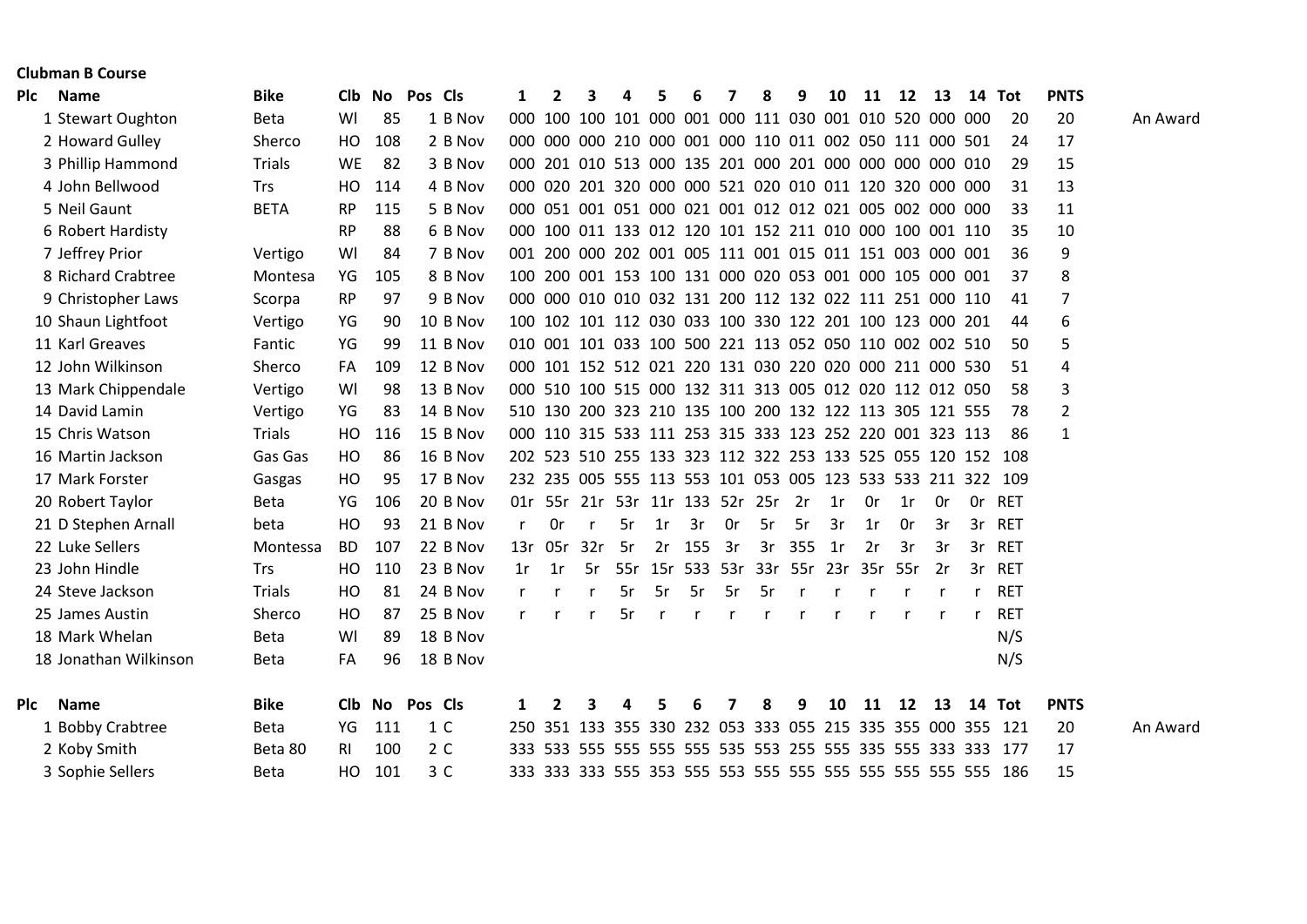**Clubman B Course**

| Plc | Name | Bike | Clb | No | Pos | Cls | 1 | 2 | 3 | 4 | 5 | 6 | 7 | 8 | 9 | 10 | 11 | 12 | 13 | 14 | Tot | PNTS | |
|---|---|---|---|---|---|---|---|---|---|---|---|---|---|---|---|---|---|---|---|---|---|---|---|
| 1 | Stewart Oughton | Beta | WI | 85 | 1 | B Nov | 000 | 100 | 100 | 101 | 000 | 001 | 000 | 111 | 030 | 001 | 010 | 520 | 000 | 000 | 20 | 20 | An Award |
| 2 | Howard Gulley | Sherco | HO | 108 | 2 | B Nov | 000 | 000 | 000 | 210 | 000 | 001 | 000 | 110 | 011 | 002 | 050 | 111 | 000 | 501 | 24 | 17 | |
| 3 | Phillip Hammond | Trials | WE | 82 | 3 | B Nov | 000 | 201 | 010 | 513 | 000 | 135 | 201 | 000 | 201 | 000 | 000 | 000 | 000 | 010 | 29 | 15 | |
| 4 | John Bellwood | Trs | HO | 114 | 4 | B Nov | 000 | 020 | 201 | 320 | 000 | 000 | 521 | 020 | 010 | 011 | 120 | 320 | 000 | 000 | 31 | 13 | |
| 5 | Neil Gaunt | BETA | RP | 115 | 5 | B Nov | 000 | 051 | 001 | 051 | 000 | 021 | 001 | 012 | 012 | 021 | 005 | 002 | 000 | 000 | 33 | 11 | |
| 6 | Robert Hardisty | | RP | 88 | 6 | B Nov | 000 | 100 | 011 | 133 | 012 | 120 | 101 | 152 | 211 | 010 | 000 | 100 | 001 | 110 | 35 | 10 | |
| 7 | Jeffrey Prior | Vertigo | WI | 84 | 7 | B Nov | 001 | 200 | 000 | 202 | 001 | 005 | 111 | 001 | 015 | 011 | 151 | 003 | 000 | 001 | 36 | 9 | |
| 8 | Richard Crabtree | Montesa | YG | 105 | 8 | B Nov | 100 | 200 | 001 | 153 | 100 | 131 | 000 | 020 | 053 | 001 | 000 | 105 | 000 | 001 | 37 | 8 | |
| 9 | Christopher Laws | Scorpa | RP | 97 | 9 | B Nov | 000 | 000 | 010 | 010 | 032 | 131 | 200 | 112 | 132 | 022 | 111 | 251 | 000 | 110 | 41 | 7 | |
| 10 | Shaun Lightfoot | Vertigo | YG | 90 | 10 | B Nov | 100 | 102 | 101 | 112 | 030 | 033 | 100 | 330 | 122 | 201 | 100 | 123 | 000 | 201 | 44 | 6 | |
| 11 | Karl Greaves | Fantic | YG | 99 | 11 | B Nov | 010 | 001 | 101 | 033 | 100 | 500 | 221 | 113 | 052 | 050 | 110 | 002 | 002 | 510 | 50 | 5 | |
| 12 | John Wilkinson | Sherco | FA | 109 | 12 | B Nov | 000 | 101 | 152 | 512 | 021 | 220 | 131 | 030 | 220 | 020 | 000 | 211 | 000 | 530 | 51 | 4 | |
| 13 | Mark Chippendale | Vertigo | WI | 98 | 13 | B Nov | 000 | 510 | 100 | 515 | 000 | 132 | 311 | 313 | 005 | 012 | 020 | 112 | 012 | 050 | 58 | 3 | |
| 14 | David Lamin | Vertigo | YG | 83 | 14 | B Nov | 510 | 130 | 200 | 323 | 210 | 135 | 100 | 200 | 132 | 122 | 113 | 305 | 121 | 555 | 78 | 2 | |
| 15 | Chris Watson | Trials | HO | 116 | 15 | B Nov | 000 | 110 | 315 | 533 | 111 | 253 | 315 | 333 | 123 | 252 | 220 | 001 | 323 | 113 | 86 | 1 | |
| 16 | Martin Jackson | Gas Gas | HO | 86 | 16 | B Nov | 202 | 523 | 510 | 255 | 133 | 323 | 112 | 322 | 253 | 133 | 525 | 055 | 120 | 152 | 108 | | |
| 17 | Mark Forster | Gasgas | HO | 95 | 17 | B Nov | 232 | 235 | 005 | 555 | 113 | 553 | 101 | 053 | 005 | 123 | 533 | 533 | 211 | 322 | 109 | | |
| 20 | Robert Taylor | Beta | YG | 106 | 20 | B Nov | 01r | 55r | 21r | 53r | 11r | 133 | 52r | 25r | 2r | 1r | 0r | 1r | 0r | 0r | RET | | |
| 21 | D Stephen Arnall | beta | HO | 93 | 21 | B Nov | r | 0r | r | 5r | 1r | 3r | 0r | 5r | 5r | 3r | 1r | 0r | 3r | 3r | RET | | |
| 22 | Luke Sellers | Montessa | BD | 107 | 22 | B Nov | 13r | 05r | 32r | 5r | 2r | 155 | 3r | 3r | 355 | 1r | 2r | 3r | 3r | 3r | RET | | |
| 23 | John Hindle | Trs | HO | 110 | 23 | B Nov | 1r | 1r | 5r | 55r | 15r | 533 | 53r | 33r | 55r | 23r | 35r | 55r | 2r | 3r | RET | | |
| 24 | Steve Jackson | Trials | HO | 81 | 24 | B Nov | r | r | r | 5r | 5r | 5r | 5r | 5r | r | r | r | r | r | r | RET | | |
| 25 | James Austin | Sherco | HO | 87 | 25 | B Nov | r | r | r | 5r | r | r | r | r | r | r | r | r | r | r | RET | | |
| 18 | Mark Whelan | Beta | WI | 89 | 18 | B Nov | | | | | | | | | | | | | | | N/S | | |
| 18 | Jonathan Wilkinson | Beta | FA | 96 | 18 | B Nov | | | | | | | | | | | | | | | N/S | | |

| Plc | Name | Bike | Clb | No | Pos | Cls | 1 | 2 | 3 | 4 | 5 | 6 | 7 | 8 | 9 | 10 | 11 | 12 | 13 | 14 | Tot | PNTS | |
|---|---|---|---|---|---|---|---|---|---|---|---|---|---|---|---|---|---|---|---|---|---|---|---|
| 1 | Bobby Crabtree | Beta | YG | 111 | 1 | C | 250 | 351 | 133 | 355 | 330 | 232 | 053 | 333 | 055 | 215 | 335 | 355 | 000 | 355 | 121 | 20 | An Award |
| 2 | Koby Smith | Beta 80 | RI | 100 | 2 | C | 333 | 533 | 555 | 555 | 555 | 555 | 535 | 553 | 255 | 555 | 335 | 555 | 333 | 333 | 177 | 17 | |
| 3 | Sophie Sellers | Beta | HO | 101 | 3 | C | 333 | 333 | 333 | 555 | 353 | 555 | 553 | 555 | 555 | 555 | 555 | 555 | 555 | 555 | 186 | 15 | |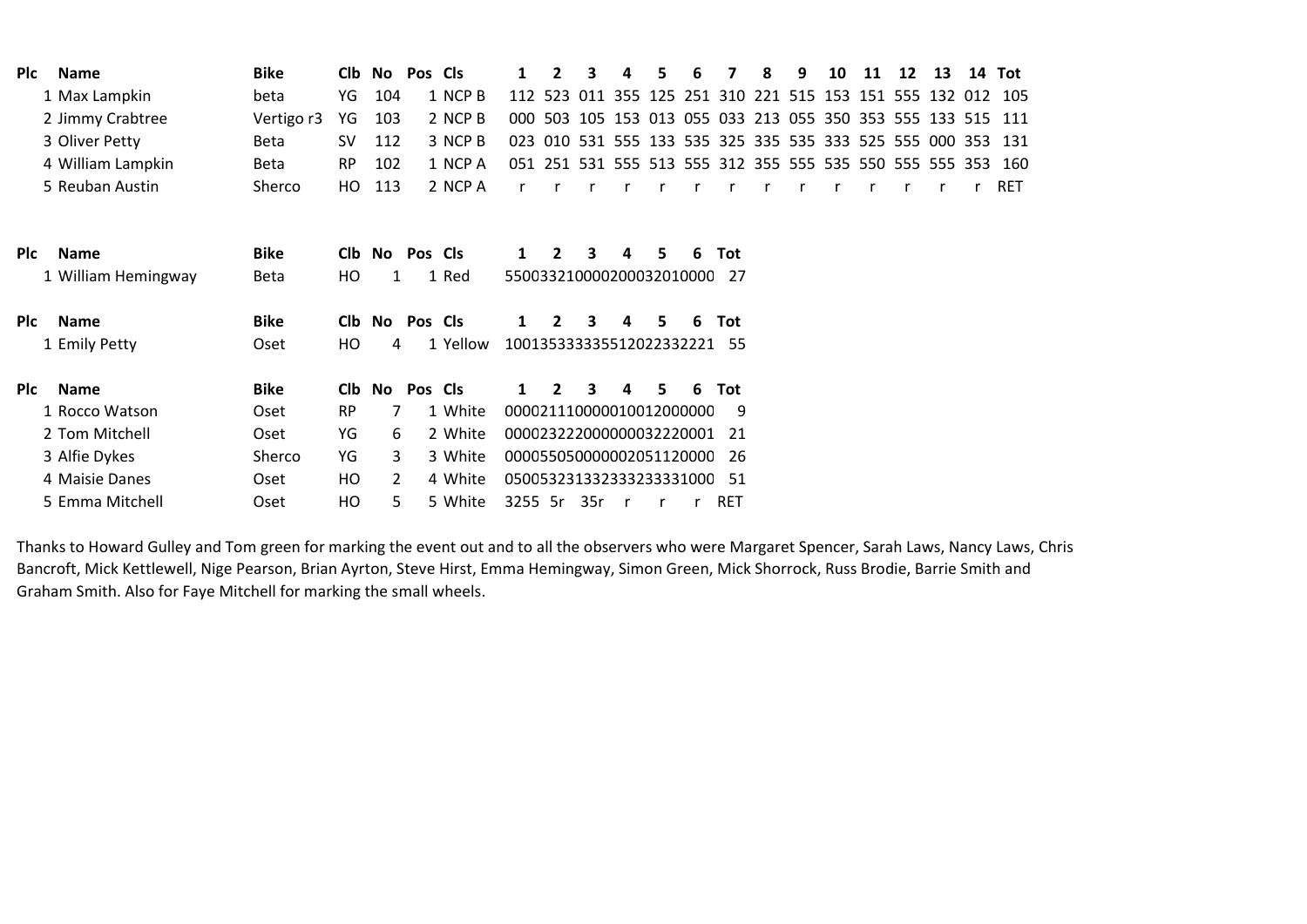| Plc | Name | Bike | Clb | No | Pos | Cls | 1 | 2 | 3 | 4 | 5 | 6 | 7 | 8 | 9 | 10 | 11 | 12 | 13 | 14 | Tot |
|---|---|---|---|---|---|---|---|---|---|---|---|---|---|---|---|---|---|---|---|---|---|
| 1 | Max Lampkin | beta | YG | 104 | 1 | NCP B | 112 | 523 | 011 | 355 | 125 | 251 | 310 | 221 | 515 | 153 | 151 | 555 | 132 | 012 | 105 |
| 2 | Jimmy Crabtree | Vertigo r3 | YG | 103 | 2 | NCP B | 000 | 503 | 105 | 153 | 013 | 055 | 033 | 213 | 055 | 350 | 353 | 555 | 133 | 515 | 111 |
| 3 | Oliver Petty | Beta | SV | 112 | 3 | NCP B | 023 | 010 | 531 | 555 | 133 | 535 | 325 | 335 | 535 | 333 | 525 | 555 | 000 | 353 | 131 |
| 4 | William Lampkin | Beta | RP | 102 | 1 | NCP A | 051 | 251 | 531 | 555 | 513 | 555 | 312 | 355 | 555 | 535 | 550 | 555 | 555 | 353 | 160 |
| 5 | Reuban Austin | Sherco | HO | 113 | 2 | NCP A | r | r | r | r | r | r | r | r | r | r | r | r | r | r | RET |

| Plc | Name | Bike | Clb | No | Pos | Cls | 1 2 3 4 5 6 | Tot |
|---|---|---|---|---|---|---|---|---|
| 1 | William Hemingway | Beta | HO | 1 | 1 | Red | 550033210000200032010000 | 27 |

| Plc | Name | Bike | Clb | No | Pos | Cls | 1 2 3 4 5 6 | Tot |
|---|---|---|---|---|---|---|---|---|
| 1 | Emily Petty | Oset | HO | 4 | 1 | Yellow | 100135333335512022332221 | 55 |

| Plc | Name | Bike | Clb | No | Pos | Cls | 1 | 2 | 3 | 4 | 5 | 6 | Tot |
|---|---|---|---|---|---|---|---|---|---|---|---|---|---|
| 1 | Rocco Watson | Oset | RP | 7 | 1 | White | 000021110000010012000000 | | | | | | 9 |
| 2 | Tom Mitchell | Oset | YG | 6 | 2 | White | 000023222000000032220001 | | | | | | 21 |
| 3 | Alfie Dykes | Sherco | YG | 3 | 3 | White | 000055050000002051120000 | | | | | | 26 |
| 4 | Maisie Danes | Oset | HO | 2 | 4 | White | 050053231332333233331000 | | | | | | 51 |
| 5 | Emma Mitchell | Oset | HO | 5 | 5 | White | 3255 | 5r | 35r | r | r | r | RET |

Thanks to Howard Gulley and Tom green for marking the event out and to all the observers who were Margaret Spencer, Sarah Laws, Nancy Laws, Chris Bancroft, Mick Kettlewell, Nige Pearson, Brian Ayrton, Steve Hirst, Emma Hemingway, Simon Green, Mick Shorrock, Russ Brodie, Barrie Smith and Graham Smith. Also for Faye Mitchell for marking the small wheels.